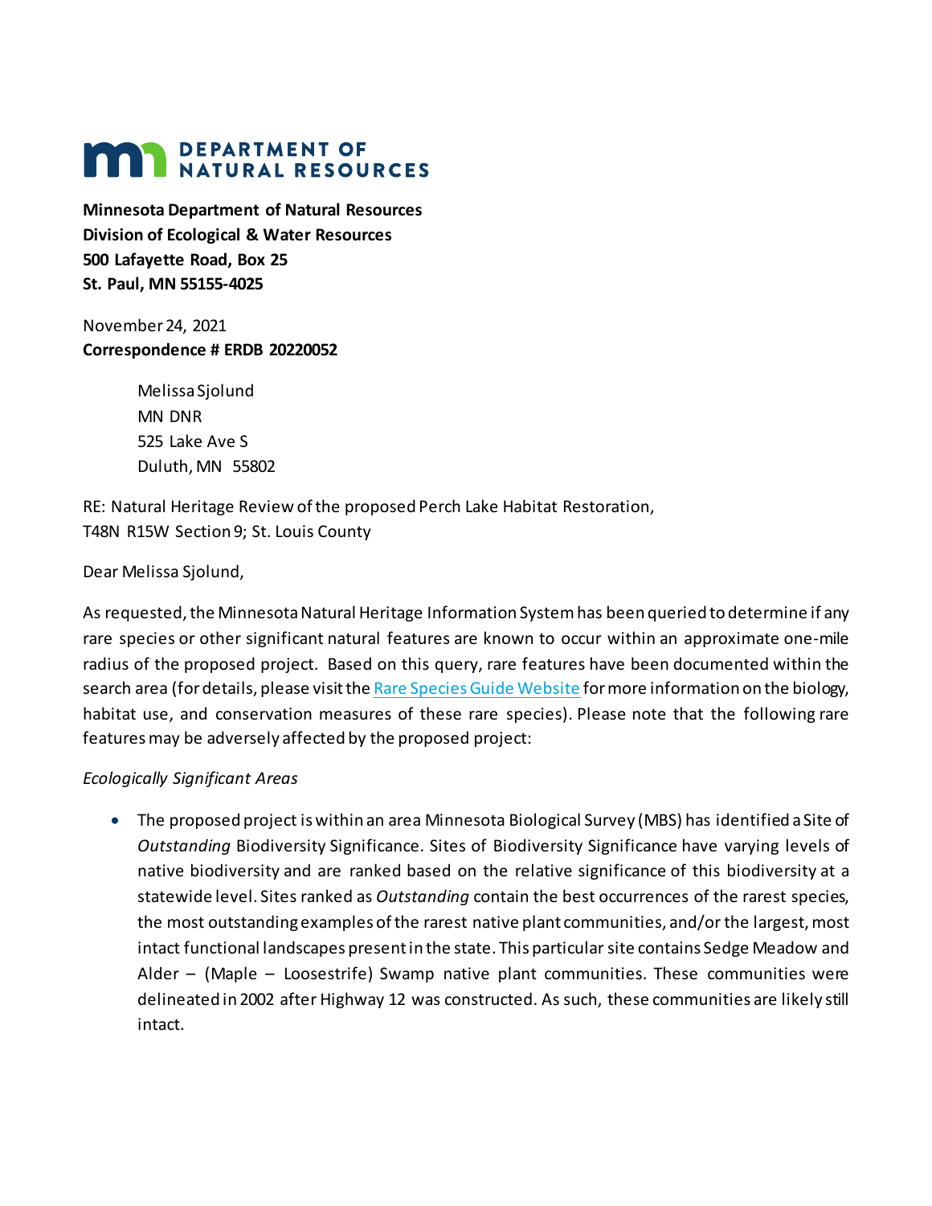# DEPARTMENT OF NATURAL RESOURCES

**Minnesota Department of Natural Resources**
**Division of Ecological & Water Resources**
**500 Lafayette Road, Box 25**
**St. Paul, MN 55155-4025**

November 24, 2021
**Correspondence # ERDB 20220052**

Melissa Sjolund
MN DNR
525 Lake Ave S
Duluth, MN 55802

RE: Natural Heritage Review of the proposed Perch Lake Habitat Restoration,
T48N R15W Section 9; St. Louis County

Dear Melissa Sjolund,

As requested, the Minnesota Natural Heritage Information System has been queried to determine if any rare species or other significant natural features are known to occur within an approximate one-mile radius of the proposed project. Based on this query, rare features have been documented within the search area (for details, please visit the [Rare Species Guide Website](Rare Species Guide Website) for more information on the biology, habitat use, and conservation measures of these rare species). Please note that the following rare features may be adversely affected by the proposed project:

*Ecologically Significant Areas*

- The proposed project is within an area Minnesota Biological Survey (MBS) has identified a Site of *Outstanding* Biodiversity Significance. Sites of Biodiversity Significance have varying levels of native biodiversity and are ranked based on the relative significance of this biodiversity at a statewide level. Sites ranked as *Outstanding* contain the best occurrences of the rarest species, the most outstanding examples of the rarest native plant communities, and/or the largest, most intact functional landscapes present in the state. This particular site contains Sedge Meadow and Alder – (Maple – Loosestrife) Swamp native plant communities. These communities were delineated in 2002 after Highway 12 was constructed. As such, these communities are likely still intact.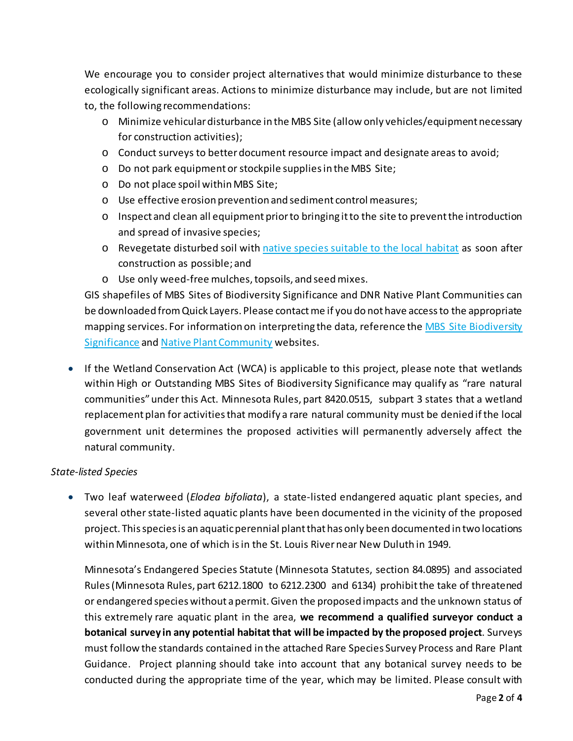We encourage you to consider project alternatives that would minimize disturbance to these ecologically significant areas. Actions to minimize disturbance may include, but are not limited to, the following recommendations:

- Minimize vehicular disturbance in the MBS Site (allow only vehicles/equipment necessary for construction activities);
- Conduct surveys to better document resource impact and designate areas to avoid;
- Do not park equipment or stockpile supplies in the MBS Site;
- Do not place spoil within MBS Site;
- Use effective erosion prevention and sediment control measures;
- Inspect and clean all equipment prior to bringing it to the site to prevent the introduction and spread of invasive species;
- Revegetate disturbed soil with native species suitable to the local habitat as soon after construction as possible; and
- Use only weed-free mulches, topsoils, and seed mixes.

GIS shapefiles of MBS Sites of Biodiversity Significance and DNR Native Plant Communities can be downloaded from Quick Layers. Please contact me if you do not have access to the appropriate mapping services. For information on interpreting the data, reference the MBS Site Biodiversity Significance and Native Plant Community websites.

- If the Wetland Conservation Act (WCA) is applicable to this project, please note that wetlands within High or Outstanding MBS Sites of Biodiversity Significance may qualify as "rare natural communities" under this Act. Minnesota Rules, part 8420.0515, subpart 3 states that a wetland replacement plan for activities that modify a rare natural community must be denied if the local government unit determines the proposed activities will permanently adversely affect the natural community.

*State-listed Species*

- Two leaf waterweed (*Elodea bifoliata*), a state-listed endangered aquatic plant species, and several other state-listed aquatic plants have been documented in the vicinity of the proposed project. This species is an aquatic perennial plant that has only been documented in two locations within Minnesota, one of which is in the St. Louis River near New Duluth in 1949.

  Minnesota's Endangered Species Statute (Minnesota Statutes, section 84.0895) and associated Rules (Minnesota Rules, part 6212.1800 to 6212.2300 and 6134) prohibit the take of threatened or endangered species without a permit. Given the proposed impacts and the unknown status of this extremely rare aquatic plant in the area, **we recommend a qualified surveyor conduct a botanical survey in any potential habitat that will be impacted by the proposed project**. Surveys must follow the standards contained in the attached Rare Species Survey Process and Rare Plant Guidance. Project planning should take into account that any botanical survey needs to be conducted during the appropriate time of the year, which may be limited. Please consult with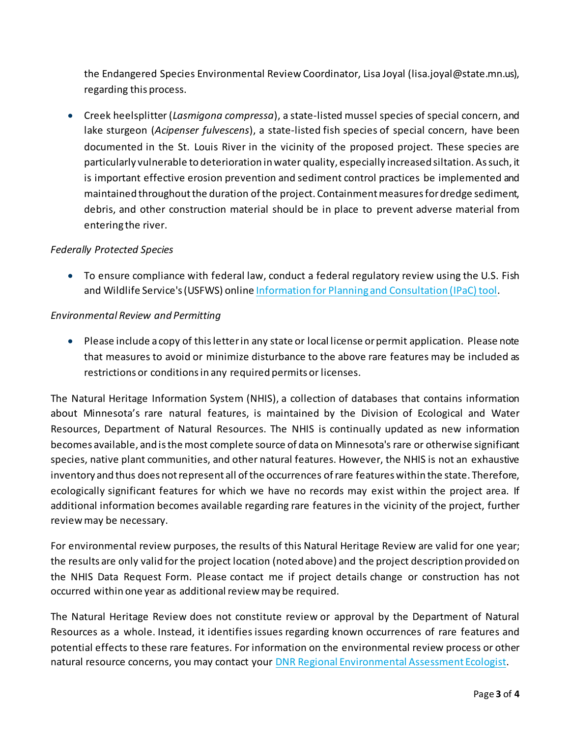the Endangered Species Environmental Review Coordinator, Lisa Joyal (lisa.joyal@state.mn.us), regarding this process.

- Creek heelsplitter (*Lasmigona compressa*), a state-listed mussel species of special concern, and lake sturgeon (*Acipenser fulvescens*), a state-listed fish species of special concern, have been documented in the St. Louis River in the vicinity of the proposed project. These species are particularly vulnerable to deterioration in water quality, especially increased siltation. As such, it is important effective erosion prevention and sediment control practices be implemented and maintained throughout the duration of the project. Containment measures for dredge sediment, debris, and other construction material should be in place to prevent adverse material from entering the river.

*Federally Protected Species*

- To ensure compliance with federal law, conduct a federal regulatory review using the U.S. Fish and Wildlife Service's (USFWS) online Information for Planning and Consultation (IPaC) tool.

*Environmental Review and Permitting*

- Please include a copy of this letter in any state or local license or permit application. Please note that measures to avoid or minimize disturbance to the above rare features may be included as restrictions or conditions in any required permits or licenses.

The Natural Heritage Information System (NHIS), a collection of databases that contains information about Minnesota's rare natural features, is maintained by the Division of Ecological and Water Resources, Department of Natural Resources. The NHIS is continually updated as new information becomes available, and is the most complete source of data on Minnesota's rare or otherwise significant species, native plant communities, and other natural features. However, the NHIS is not an exhaustive inventory and thus does not represent all of the occurrences of rare features within the state. Therefore, ecologically significant features for which we have no records may exist within the project area. If additional information becomes available regarding rare features in the vicinity of the project, further review may be necessary.

For environmental review purposes, the results of this Natural Heritage Review are valid for one year; the results are only valid for the project location (noted above) and the project description provided on the NHIS Data Request Form. Please contact me if project details change or construction has not occurred within one year as additional review may be required.

The Natural Heritage Review does not constitute review or approval by the Department of Natural Resources as a whole. Instead, it identifies issues regarding known occurrences of rare features and potential effects to these rare features. For information on the environmental review process or other natural resource concerns, you may contact your DNR Regional Environmental Assessment Ecologist.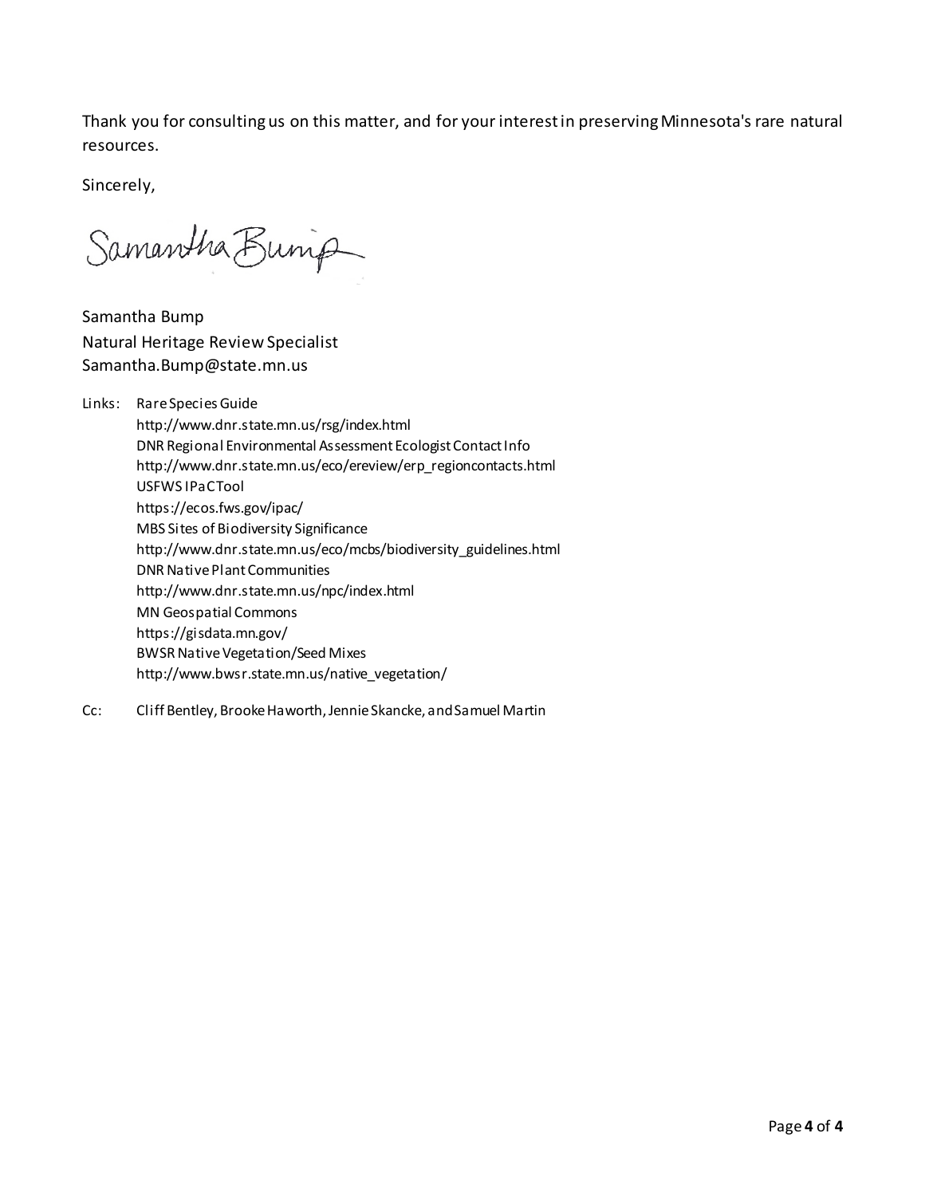Thank you for consulting us on this matter, and for your interest in preserving Minnesota's rare natural resources.

Sincerely,

Samantha Bump

Samantha Bump
Natural Heritage Review Specialist
Samantha.Bump@state.mn.us

Links: Rare Species Guide
http://www.dnr.state.mn.us/rsg/index.html
DNR Regional Environmental Assessment Ecologist Contact Info
http://www.dnr.state.mn.us/eco/ereview/erp_regioncontacts.html
USFWS IPaC Tool
https://ecos.fws.gov/ipac/
MBS Sites of Biodiversity Significance
http://www.dnr.state.mn.us/eco/mcbs/biodiversity_guidelines.html
DNR Native Plant Communities
http://www.dnr.state.mn.us/npc/index.html
MN Geospatial Commons
https://gisdata.mn.gov/
BWSR Native Vegetation/Seed Mixes
http://www.bwsr.state.mn.us/native_vegetation/

Cc: Cliff Bentley, Brooke Haworth, Jennie Skancke, and Samuel Martin